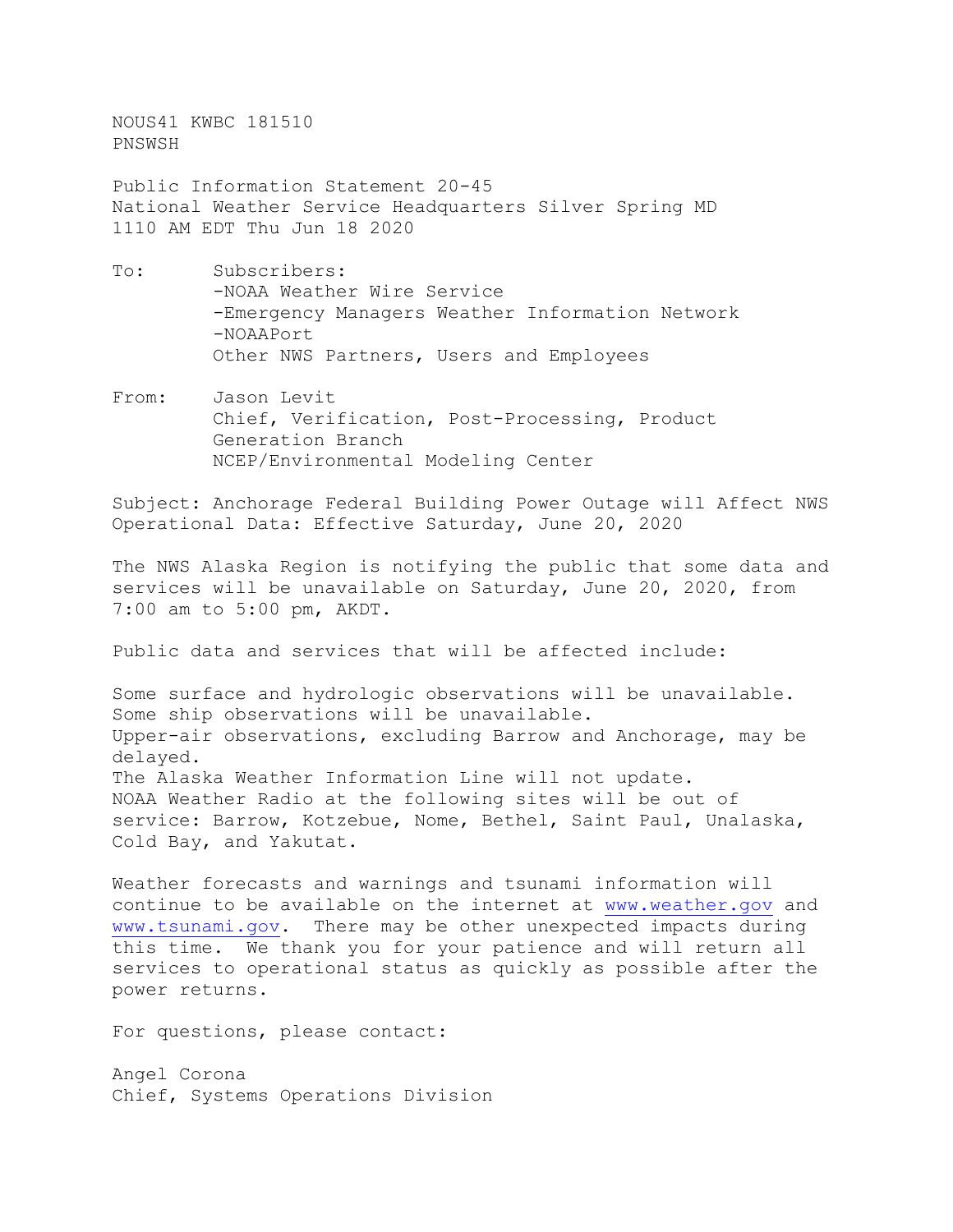NOUS41 KWBC 181510
PNSWSH

Public Information Statement 20-45
National Weather Service Headquarters Silver Spring MD
1110 AM EDT Thu Jun 18 2020

To: Subscribers:
-NOAA Weather Wire Service
-Emergency Managers Weather Information Network
-NOAAPort
Other NWS Partners, Users and Employees

From: Jason Levit
Chief, Verification, Post-Processing, Product Generation Branch
NCEP/Environmental Modeling Center

Subject: Anchorage Federal Building Power Outage will Affect NWS Operational Data: Effective Saturday, June 20, 2020

The NWS Alaska Region is notifying the public that some data and services will be unavailable on Saturday, June 20, 2020, from 7:00 am to 5:00 pm, AKDT.

Public data and services that will be affected include:

Some surface and hydrologic observations will be unavailable.
Some ship observations will be unavailable.
Upper-air observations, excluding Barrow and Anchorage, may be delayed.
The Alaska Weather Information Line will not update.
NOAA Weather Radio at the following sites will be out of service: Barrow, Kotzebue, Nome, Bethel, Saint Paul, Unalaska, Cold Bay, and Yakutat.

Weather forecasts and warnings and tsunami information will continue to be available on the internet at www.weather.gov and www.tsunami.gov. There may be other unexpected impacts during this time. We thank you for your patience and will return all services to operational status as quickly as possible after the power returns.

For questions, please contact:

Angel Corona
Chief, Systems Operations Division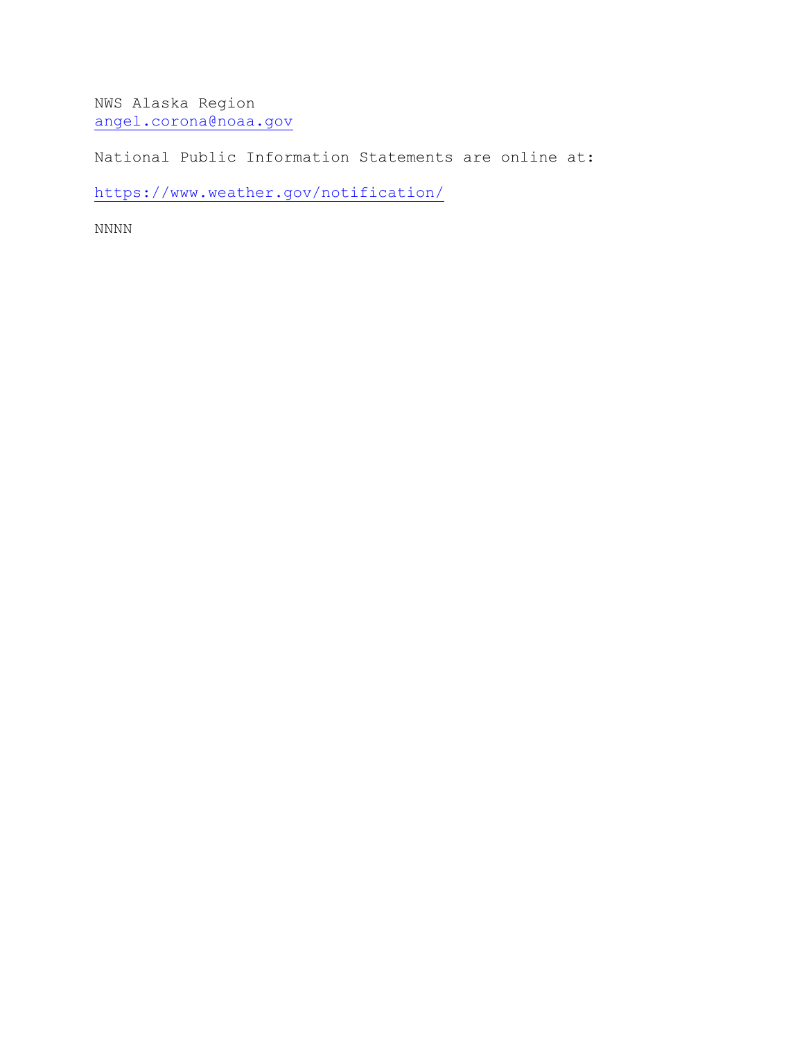NWS Alaska Region
angel.corona@noaa.gov

National Public Information Statements are online at:

https://www.weather.gov/notification/

NNNN